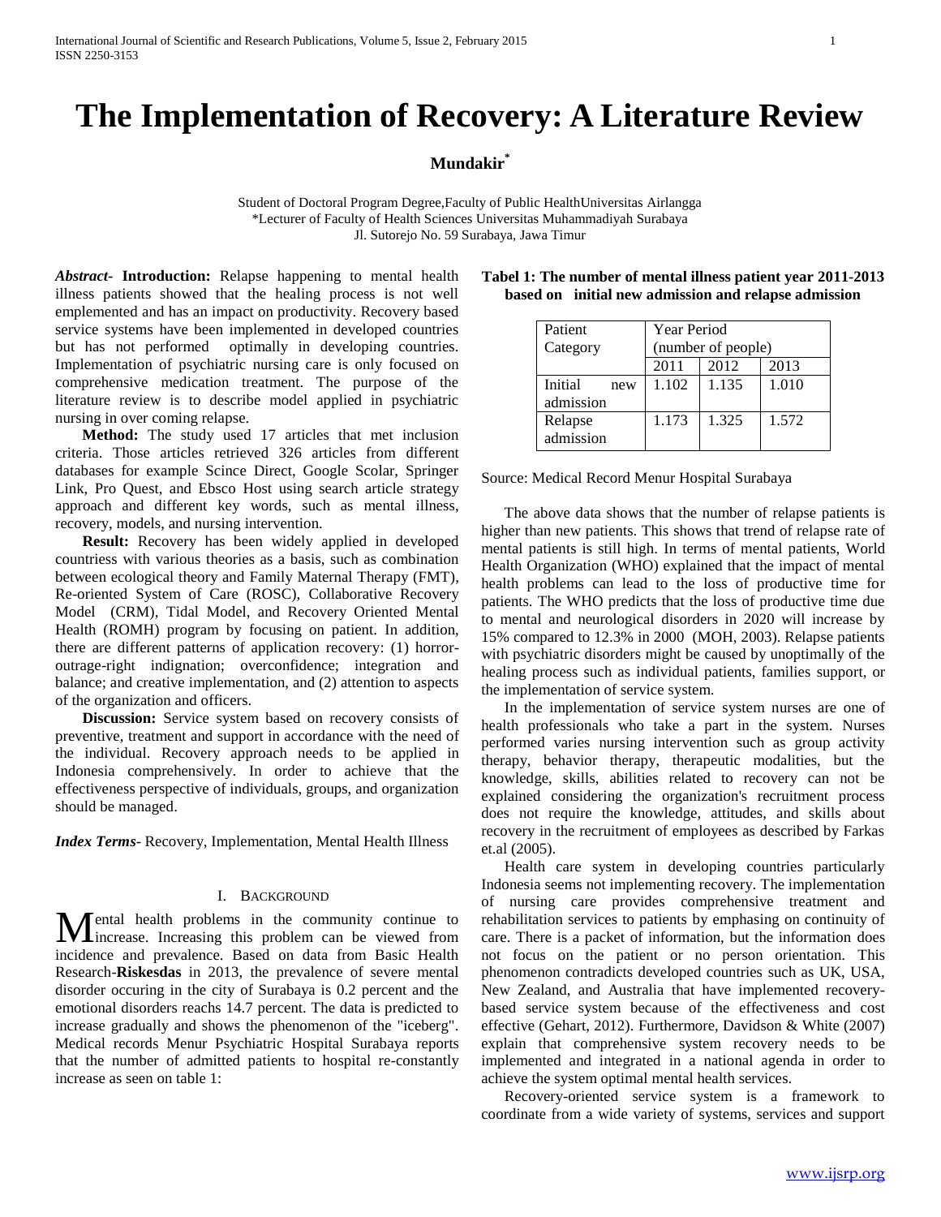# The Implementation of Recovery: A Literature Review

**Mundakir[*]**

Student of Doctoral Program Degree,Faculty of Public HealthUniversitas Airlangga
*Lecturer of Faculty of Health Sciences Universitas Muhammadiyah Surabaya
Jl. Sutorejo No. 59 Surabaya, Jawa Timur

***Abstract*- Introduction:** Relapse happening to mental health illness patients showed that the healing process is not well emplemented and has an impact on productivity. Recovery based service systems have been implemented in developed countries but has not performed optimally in developing countries. Implementation of psychiatric nursing care is only focused on comprehensive medication treatment. The purpose of the literature review is to describe model applied in psychiatric nursing in over coming relapse.

**Method:** The study used 17 articles that met inclusion criteria. Those articles retrieved 326 articles from different databases for example Scince Direct, Google Scolar, Springer Link, Pro Quest, and Ebsco Host using search article strategy approach and different key words, such as mental illness, recovery, models, and nursing intervention.

**Result:** Recovery has been widely applied in developed countriess with various theories as a basis, such as combination between ecological theory and Family Maternal Therapy (FMT), Re-oriented System of Care (ROSC), Collaborative Recovery Model (CRM), Tidal Model, and Recovery Oriented Mental Health (ROMH) program by focusing on patient. In addition, there are different patterns of application recovery: (1) horror-outrage-right indignation; overconfidence; integration and balance; and creative implementation, and (2) attention to aspects of the organization and officers.

**Discussion:** Service system based on recovery consists of preventive, treatment and support in accordance with the need of the individual. Recovery approach needs to be applied in Indonesia comprehensively. In order to achieve that the effectiveness perspective of individuals, groups, and organization should be managed.

***Index Terms*-** Recovery, Implementation, Mental Health Illness

## I. Background

Mental health problems in the community continue to increase. Increasing this problem can be viewed from incidence and prevalence. Based on data from Basic Health Research-**Riskesdas** in 2013, the prevalence of severe mental disorder occuring in the city of Surabaya is 0.2 percent and the emotional disorders reachs 14.7 percent. The data is predicted to increase gradually and shows the phenomenon of the "iceberg". Medical records Menur Psychiatric Hospital Surabaya reports that the number of admitted patients to hospital re-constantly increase as seen on table 1:

**Tabel 1: The number of mental illness patient year 2011-2013 based on initial new admission and relapse admission**

| Patient Category | Year Period (number of people) | | |
|---|---|---|---|
| | 2011 | 2012 | 2013 |
| Initial new admission | 1.102 | 1.135 | 1.010 |
| Relapse admission | 1.173 | 1.325 | 1.572 |

Source: Medical Record Menur Hospital Surabaya

The above data shows that the number of relapse patients is higher than new patients. This shows that trend of relapse rate of mental patients is still high. In terms of mental patients, World Health Organization (WHO) explained that the impact of mental health problems can lead to the loss of productive time for patients. The WHO predicts that the loss of productive time due to mental and neurological disorders in 2020 will increase by 15% compared to 12.3% in 2000 (MOH, 2003). Relapse patients with psychiatric disorders might be caused by unoptimally of the healing process such as individual patients, families support, or the implementation of service system.

In the implementation of service system nurses are one of health professionals who take a part in the system. Nurses performed varies nursing intervention such as group activity therapy, behavior therapy, therapeutic modalities, but the knowledge, skills, abilities related to recovery can not be explained considering the organization's recruitment process does not require the knowledge, attitudes, and skills about recovery in the recruitment of employees as described by Farkas et.al (2005).

Health care system in developing countries particularly Indonesia seems not implementing recovery. The implementation of nursing care provides comprehensive treatment and rehabilitation services to patients by emphasing on continuity of care. There is a packet of information, but the information does not focus on the patient or no person orientation. This phenomenon contradicts developed countries such as UK, USA, New Zealand, and Australia that have implemented recovery-based service system because of the effectiveness and cost effective (Gehart, 2012). Furthermore, Davidson & White (2007) explain that comprehensive system recovery needs to be implemented and integrated in a national agenda in order to achieve the system optimal mental health services.

Recovery-oriented service system is a framework to coordinate from a wide variety of systems, services and support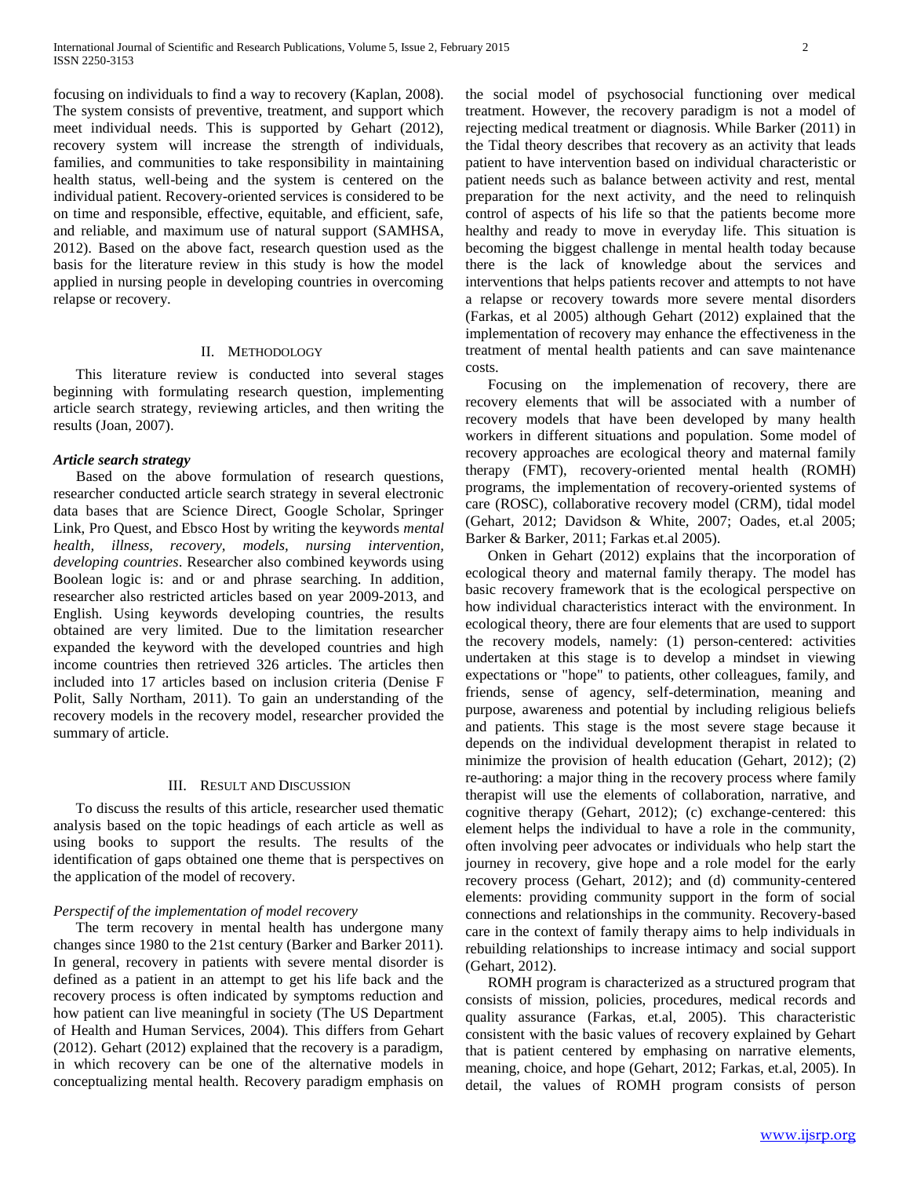focusing on individuals to find a way to recovery (Kaplan, 2008). The system consists of preventive, treatment, and support which meet individual needs. This is supported by Gehart (2012), recovery system will increase the strength of individuals, families, and communities to take responsibility in maintaining health status, well-being and the system is centered on the individual patient. Recovery-oriented services is considered to be on time and responsible, effective, equitable, and efficient, safe, and reliable, and maximum use of natural support (SAMHSA, 2012). Based on the above fact, research question used as the basis for the literature review in this study is how the model applied in nursing people in developing countries in overcoming relapse or recovery.

## II. Methodology

This literature review is conducted into several stages beginning with formulating research question, implementing article search strategy, reviewing articles, and then writing the results (Joan, 2007).

### *Article search strategy*

Based on the above formulation of research questions, researcher conducted article search strategy in several electronic data bases that are Science Direct, Google Scholar, Springer Link, Pro Quest, and Ebsco Host by writing the keywords *mental health, illness, recovery, models, nursing intervention, developing countries*. Researcher also combined keywords using Boolean logic is: and or and phrase searching. In addition, researcher also restricted articles based on year 2009-2013, and English. Using keywords developing countries, the results obtained are very limited. Due to the limitation researcher expanded the keyword with the developed countries and high income countries then retrieved 326 articles. The articles then included into 17 articles based on inclusion criteria (Denise F Polit, Sally Northam, 2011). To gain an understanding of the recovery models in the recovery model, researcher provided the summary of article.

## III. Result and Discussion

To discuss the results of this article, researcher used thematic analysis based on the topic headings of each article as well as using books to support the results. The results of the identification of gaps obtained one theme that is perspectives on the application of the model of recovery.

### *Perspectif of the implementation of model recovery*

The term recovery in mental health has undergone many changes since 1980 to the 21st century (Barker and Barker 2011). In general, recovery in patients with severe mental disorder is defined as a patient in an attempt to get his life back and the recovery process is often indicated by symptoms reduction and how patient can live meaningful in society (The US Department of Health and Human Services, 2004). This differs from Gehart (2012). Gehart (2012) explained that the recovery is a paradigm, in which recovery can be one of the alternative models in conceptualizing mental health. Recovery paradigm emphasis on the social model of psychosocial functioning over medical treatment. However, the recovery paradigm is not a model of rejecting medical treatment or diagnosis. While Barker (2011) in the Tidal theory describes that recovery as an activity that leads patient to have intervention based on individual characteristic or patient needs such as balance between activity and rest, mental preparation for the next activity, and the need to relinquish control of aspects of his life so that the patients become more healthy and ready to move in everyday life. This situation is becoming the biggest challenge in mental health today because there is the lack of knowledge about the services and interventions that helps patients recover and attempts to not have a relapse or recovery towards more severe mental disorders (Farkas, et al 2005) although Gehart (2012) explained that the implementation of recovery may enhance the effectiveness in the treatment of mental health patients and can save maintenance costs.

Focusing on the implemenation of recovery, there are recovery elements that will be associated with a number of recovery models that have been developed by many health workers in different situations and population. Some model of recovery approaches are ecological theory and maternal family therapy (FMT), recovery-oriented mental health (ROMH) programs, the implementation of recovery-oriented systems of care (ROSC), collaborative recovery model (CRM), tidal model (Gehart, 2012; Davidson & White, 2007; Oades, et.al 2005; Barker & Barker, 2011; Farkas et.al 2005).

Onken in Gehart (2012) explains that the incorporation of ecological theory and maternal family therapy. The model has basic recovery framework that is the ecological perspective on how individual characteristics interact with the environment. In ecological theory, there are four elements that are used to support the recovery models, namely: (1) person-centered: activities undertaken at this stage is to develop a mindset in viewing expectations or "hope" to patients, other colleagues, family, and friends, sense of agency, self-determination, meaning and purpose, awareness and potential by including religious beliefs and patients. This stage is the most severe stage because it depends on the individual development therapist in related to minimize the provision of health education (Gehart, 2012); (2) re-authoring: a major thing in the recovery process where family therapist will use the elements of collaboration, narrative, and cognitive therapy (Gehart, 2012); (c) exchange-centered: this element helps the individual to have a role in the community, often involving peer advocates or individuals who help start the journey in recovery, give hope and a role model for the early recovery process (Gehart, 2012); and (d) community-centered elements: providing community support in the form of social connections and relationships in the community. Recovery-based care in the context of family therapy aims to help individuals in rebuilding relationships to increase intimacy and social support (Gehart, 2012).

ROMH program is characterized as a structured program that consists of mission, policies, procedures, medical records and quality assurance (Farkas, et.al, 2005). This characteristic consistent with the basic values of recovery explained by Gehart that is patient centered by emphasing on narrative elements, meaning, choice, and hope (Gehart, 2012; Farkas, et.al, 2005). In detail, the values of ROMH program consists of person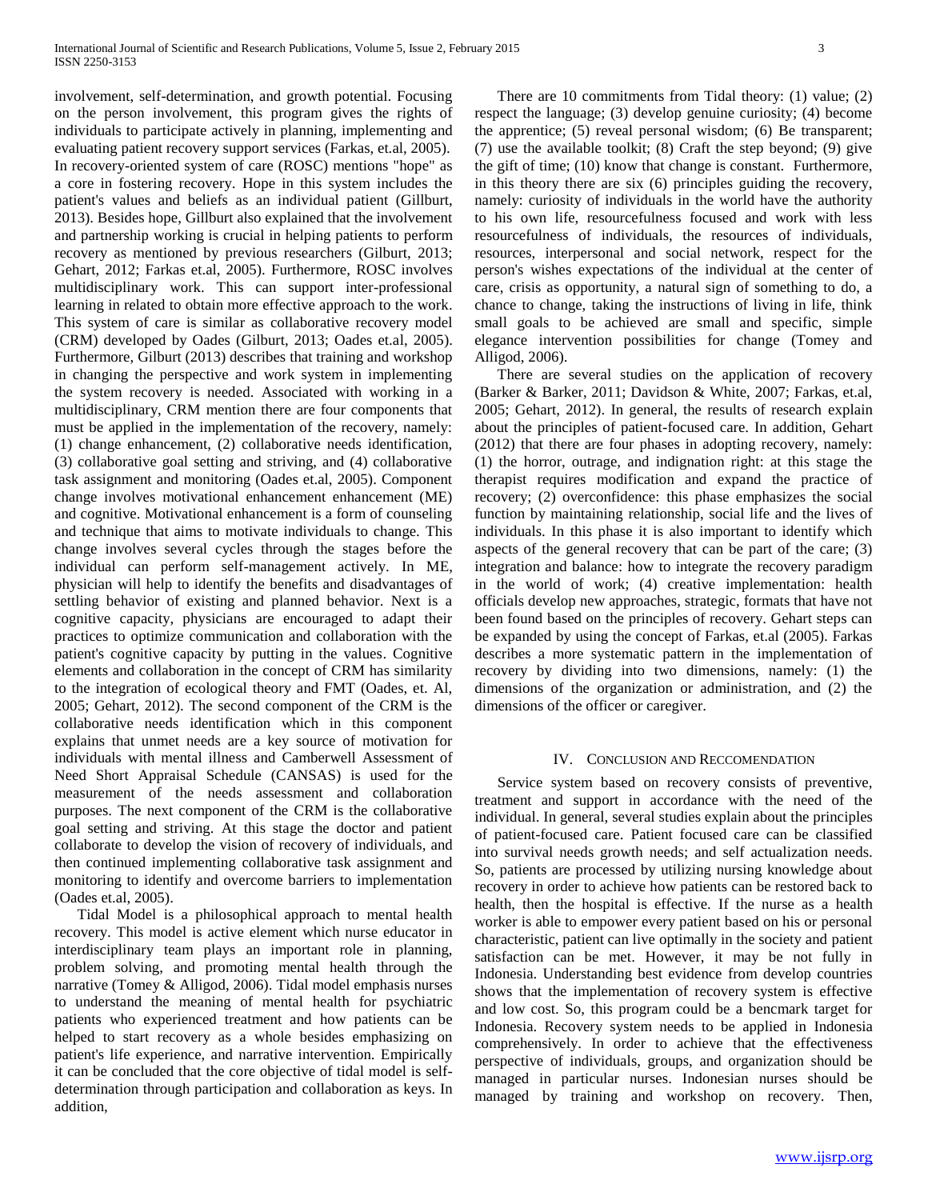involvement, self-determination, and growth potential. Focusing on the person involvement, this program gives the rights of individuals to participate actively in planning, implementing and evaluating patient recovery support services (Farkas, et.al, 2005). In recovery-oriented system of care (ROSC) mentions "hope" as a core in fostering recovery. Hope in this system includes the patient's values and beliefs as an individual patient (Gillburt, 2013). Besides hope, Gillburt also explained that the involvement and partnership working is crucial in helping patients to perform recovery as mentioned by previous researchers (Gilburt, 2013; Gehart, 2012; Farkas et.al, 2005). Furthermore, ROSC involves multidisciplinary work. This can support inter-professional learning in related to obtain more effective approach to the work. This system of care is similar as collaborative recovery model (CRM) developed by Oades (Gilburt, 2013; Oades et.al, 2005). Furthermore, Gilburt (2013) describes that training and workshop in changing the perspective and work system in implementing the system recovery is needed. Associated with working in a multidisciplinary, CRM mention there are four components that must be applied in the implementation of the recovery, namely: (1) change enhancement, (2) collaborative needs identification, (3) collaborative goal setting and striving, and (4) collaborative task assignment and monitoring (Oades et.al, 2005). Component change involves motivational enhancement enhancement (ME) and cognitive. Motivational enhancement is a form of counseling and technique that aims to motivate individuals to change. This change involves several cycles through the stages before the individual can perform self-management actively. In ME, physician will help to identify the benefits and disadvantages of settling behavior of existing and planned behavior. Next is a cognitive capacity, physicians are encouraged to adapt their practices to optimize communication and collaboration with the patient's cognitive capacity by putting in the values. Cognitive elements and collaboration in the concept of CRM has similarity to the integration of ecological theory and FMT (Oades, et. Al, 2005; Gehart, 2012). The second component of the CRM is the collaborative needs identification which in this component explains that unmet needs are a key source of motivation for individuals with mental illness and Camberwell Assessment of Need Short Appraisal Schedule (CANSAS) is used for the measurement of the needs assessment and collaboration purposes. The next component of the CRM is the collaborative goal setting and striving. At this stage the doctor and patient collaborate to develop the vision of recovery of individuals, and then continued implementing collaborative task assignment and monitoring to identify and overcome barriers to implementation (Oades et.al, 2005).

Tidal Model is a philosophical approach to mental health recovery. This model is active element which nurse educator in interdisciplinary team plays an important role in planning, problem solving, and promoting mental health through the narrative (Tomey & Alligod, 2006). Tidal model emphasis nurses to understand the meaning of mental health for psychiatric patients who experienced treatment and how patients can be helped to start recovery as a whole besides emphasizing on patient's life experience, and narrative intervention. Empirically it can be concluded that the core objective of tidal model is self-determination through participation and collaboration as keys. In addition,

There are 10 commitments from Tidal theory: (1) value; (2) respect the language; (3) develop genuine curiosity; (4) become the apprentice; (5) reveal personal wisdom; (6) Be transparent; (7) use the available toolkit; (8) Craft the step beyond; (9) give the gift of time; (10) know that change is constant. Furthermore, in this theory there are six (6) principles guiding the recovery, namely: curiosity of individuals in the world have the authority to his own life, resourcefulness focused and work with less resourcefulness of individuals, the resources of individuals, resources, interpersonal and social network, respect for the person's wishes expectations of the individual at the center of care, crisis as opportunity, a natural sign of something to do, a chance to change, taking the instructions of living in life, think small goals to be achieved are small and specific, simple elegance intervention possibilities for change (Tomey and Alligod, 2006).

There are several studies on the application of recovery (Barker & Barker, 2011; Davidson & White, 2007; Farkas, et.al, 2005; Gehart, 2012). In general, the results of research explain about the principles of patient-focused care. In addition, Gehart (2012) that there are four phases in adopting recovery, namely: (1) the horror, outrage, and indignation right: at this stage the therapist requires modification and expand the practice of recovery; (2) overconfidence: this phase emphasizes the social function by maintaining relationship, social life and the lives of individuals. In this phase it is also important to identify which aspects of the general recovery that can be part of the care; (3) integration and balance: how to integrate the recovery paradigm in the world of work; (4) creative implementation: health officials develop new approaches, strategic, formats that have not been found based on the principles of recovery. Gehart steps can be expanded by using the concept of Farkas, et.al (2005). Farkas describes a more systematic pattern in the implementation of recovery by dividing into two dimensions, namely: (1) the dimensions of the organization or administration, and (2) the dimensions of the officer or caregiver.

## IV. Conclusion and Reccomendation

Service system based on recovery consists of preventive, treatment and support in accordance with the need of the individual. In general, several studies explain about the principles of patient-focused care. Patient focused care can be classified into survival needs growth needs; and self actualization needs. So, patients are processed by utilizing nursing knowledge about recovery in order to achieve how patients can be restored back to health, then the hospital is effective. If the nurse as a health worker is able to empower every patient based on his or personal characteristic, patient can live optimally in the society and patient satisfaction can be met. However, it may be not fully in Indonesia. Understanding best evidence from develop countries shows that the implementation of recovery system is effective and low cost. So, this program could be a bencmark target for Indonesia. Recovery system needs to be applied in Indonesia comprehensively. In order to achieve that the effectiveness perspective of individuals, groups, and organization should be managed in particular nurses. Indonesian nurses should be managed by training and workshop on recovery. Then,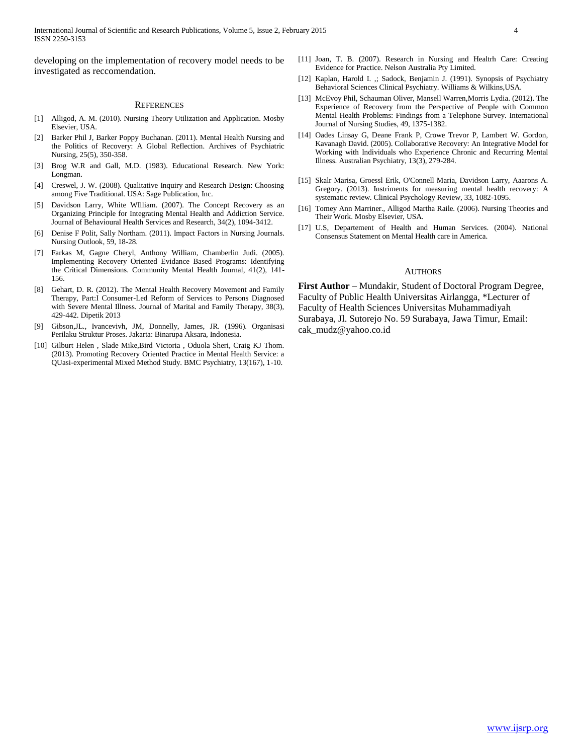developing on the implementation of recovery model needs to be investigated as reccomendation.

## References

[1] Alligod, A. M. (2010). Nursing Theory Utilization and Application. Mosby Elsevier, USA.

[2] Barker Phil J, Barker Poppy Buchanan. (2011). Mental Health Nursing and the Politics of Recovery: A Global Reflection. Archives of Psychiatric Nursing, 25(5), 350-358.

[3] Brog W.R and Gall, M.D. (1983). Educational Research. New York: Longman.

[4] Creswel, J. W. (2008). Qualitative Inquiry and Research Design: Choosing among Five Traditional. USA: Sage Publication, Inc.

[5] Davidson Larry, White WIlliam. (2007). The Concept Recovery as an Organizing Principle for Integrating Mental Health and Addiction Service. Journal of Behavioural Health Services and Research, 34(2), 1094-3412.

[6] Denise F Polit, Sally Northam. (2011). Impact Factors in Nursing Journals. Nursing Outlook, 59, 18-28.

[7] Farkas M, Gagne Cheryl, Anthony William, Chamberlin Judi. (2005). Implementing Recovery Oriented Evidance Based Programs: Identifying the Critical Dimensions. Community Mental Health Journal, 41(2), 141-156.

[8] Gehart, D. R. (2012). The Mental Health Recovery Movement and Family Therapy, Part:I Consumer-Led Reform of Services to Persons Diagnosed with Severe Mental Illness. Journal of Marital and Family Therapy, 38(3), 429-442. Dipetik 2013

[9] Gibson,JL., Ivancevivh, JM, Donnelly, James, JR. (1996). Organisasi Perilaku Struktur Proses. Jakarta: Binarupa Aksara, Indonesia.

[10] Gilburt Helen , Slade Mike,Bird Victoria , Oduola Sheri, Craig KJ Thom. (2013). Promoting Recovery Oriented Practice in Mental Health Service: a QUasi-experimental Mixed Method Study. BMC Psychiatry, 13(167), 1-10.

[11] Joan, T. B. (2007). Research in Nursing and Healtrh Care: Creating Evidence for Practice. Nelson Australia Pty Limited.

[12] Kaplan, Harold I. ,; Sadock, Benjamin J. (1991). Synopsis of Psychiatry Behavioral Sciences Clinical Psychiatry. Williams & Wilkins,USA.

[13] McEvoy Phil, Schauman Oliver, Mansell Warren,Morris Lydia. (2012). The Experience of Recovery from the Perspective of People with Common Mental Health Problems: Findings from a Telephone Survey. International Journal of Nursing Studies, 49, 1375-1382.

[14] Oades Linsay G, Deane Frank P, Crowe Trevor P, Lambert W. Gordon, Kavanagh David. (2005). Collaborative Recovery: An Integrative Model for Working with Individuals who Experience Chronic and Recurring Mental Illness. Australian Psychiatry, 13(3), 279-284.

[15] Skalr Marisa, Groessl Erik, O'Connell Maria, Davidson Larry, Aaarons A. Gregory. (2013). Instriments for measuring mental health recovery: A systematic review. Clinical Psychology Review, 33, 1082-1095.

[16] Tomey Ann Marriner., Alligod Martha Raile. (2006). Nursing Theories and Their Work. Mosby Elsevier, USA.

[17] U.S, Departement of Health and Human Services. (2004). National Consensus Statement on Mental Health care in America.

## Authors

**First Author** – Mundakir, Student of Doctoral Program Degree, Faculty of Public Health Universitas Airlangga, *Lecturer of Faculty of Health Sciences Universitas Muhammadiyah Surabaya, Jl. Sutorejo No. 59 Surabaya, Jawa Timur, Email: cak_mudz@yahoo.co.id